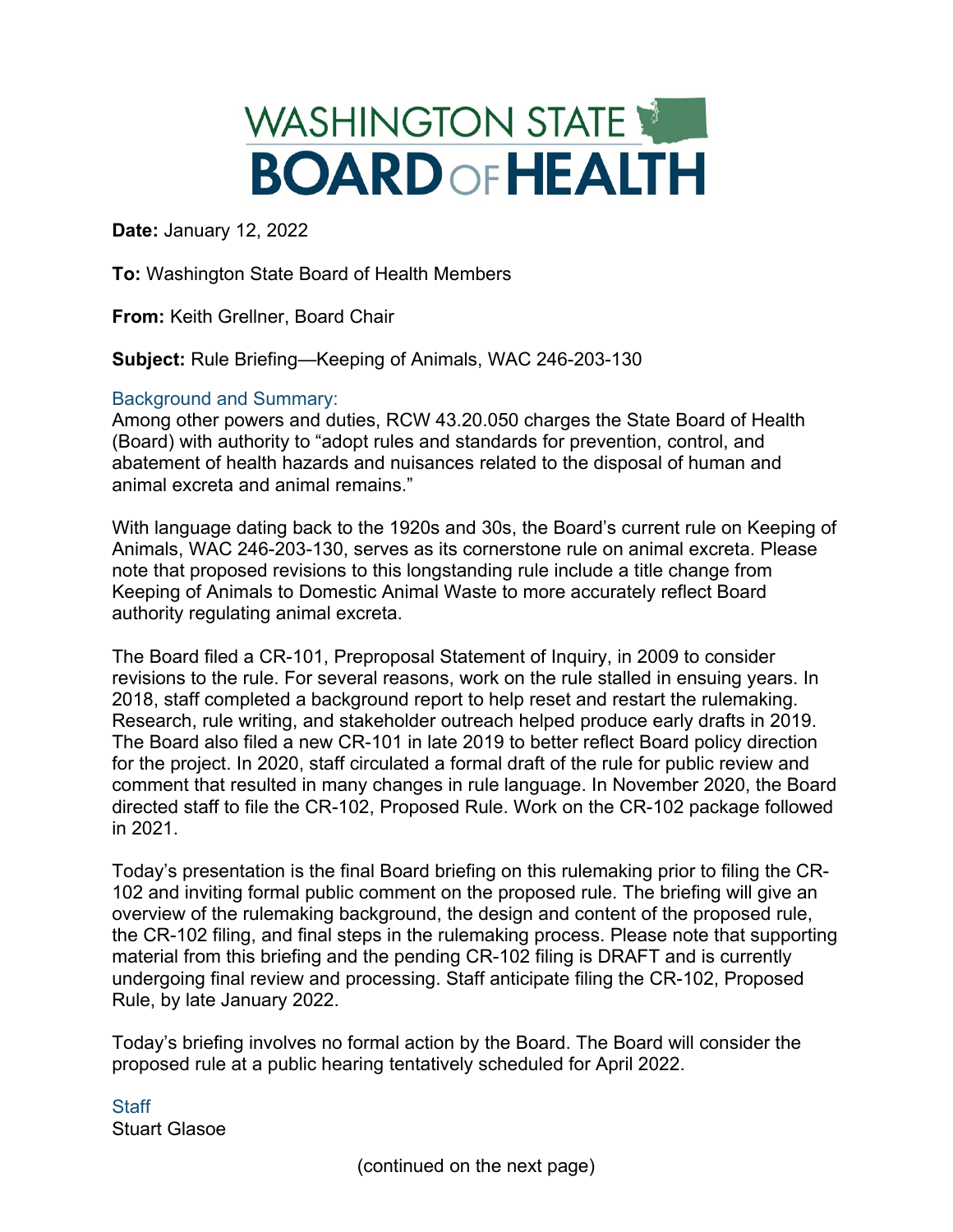# WASHINGTON STATE BOARD OF HEALTH

**Date:** January 12, 2022

**To:** Washington State Board of Health Members

**From:** Keith Grellner, Board Chair

**Subject:** Rule Briefing—Keeping of Animals, WAC 246-203-130

## Background and Summary:

Among other powers and duties, RCW 43.20.050 charges the State Board of Health (Board) with authority to "adopt rules and standards for prevention, control, and abatement of health hazards and nuisances related to the disposal of human and animal excreta and animal remains."

With language dating back to the 1920s and 30s, the Board's current rule on Keeping of Animals, WAC 246-203-130, serves as its cornerstone rule on animal excreta. Please note that proposed revisions to this longstanding rule include a title change from Keeping of Animals to Domestic Animal Waste to more accurately reflect Board authority regulating animal excreta.

The Board filed a CR-101, Preproposal Statement of Inquiry, in 2009 to consider revisions to the rule. For several reasons, work on the rule stalled in ensuing years. In 2018, staff completed a background report to help reset and restart the rulemaking. Research, rule writing, and stakeholder outreach helped produce early drafts in 2019. The Board also filed a new CR-101 in late 2019 to better reflect Board policy direction for the project. In 2020, staff circulated a formal draft of the rule for public review and comment that resulted in many changes in rule language. In November 2020, the Board directed staff to file the CR-102, Proposed Rule. Work on the CR-102 package followed in 2021.

Today's presentation is the final Board briefing on this rulemaking prior to filing the CR-102 and inviting formal public comment on the proposed rule. The briefing will give an overview of the rulemaking background, the design and content of the proposed rule, the CR-102 filing, and final steps in the rulemaking process. Please note that supporting material from this briefing and the pending CR-102 filing is DRAFT and is currently undergoing final review and processing. Staff anticipate filing the CR-102, Proposed Rule, by late January 2022.

Today's briefing involves no formal action by the Board. The Board will consider the proposed rule at a public hearing tentatively scheduled for April 2022.

## Staff

Stuart Glasoe

(continued on the next page)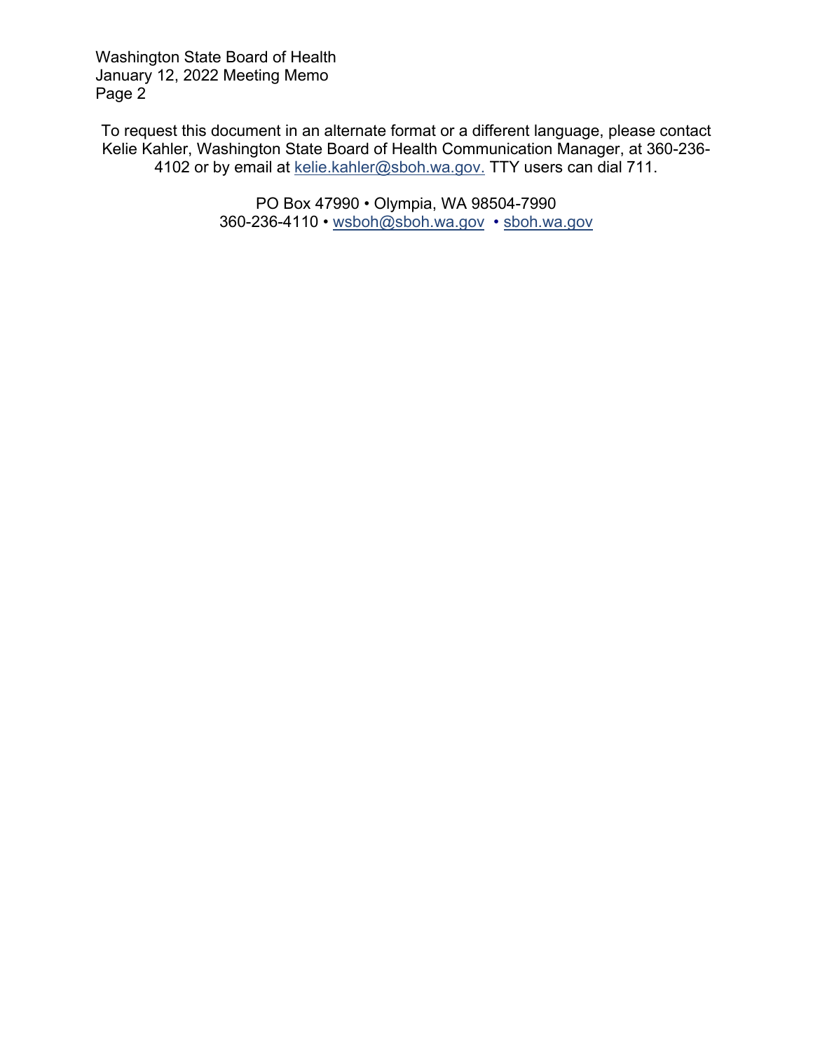To request this document in an alternate format or a different language, please contact Kelie Kahler, Washington State Board of Health Communication Manager, at 360-236-4102 or by email at kelie.kahler@sboh.wa.gov. TTY users can dial 711.

PO Box 47990 • Olympia, WA 98504-7990
360-236-4110 • wsboh@sboh.wa.gov • sboh.wa.gov